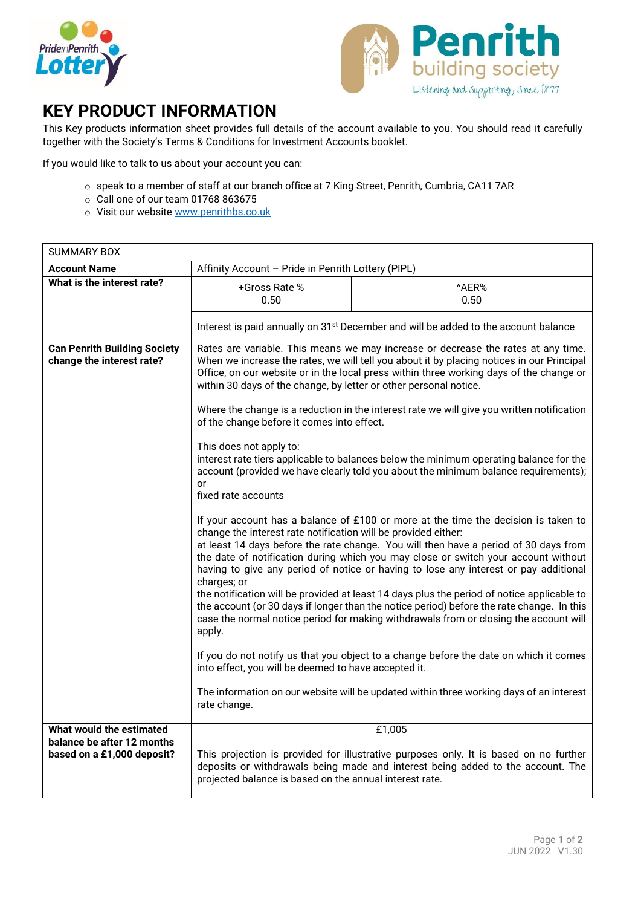# KEY PRODUCT INFORMATION

This Key products information sheet provides full details of the account available to you. You should read it carefully together with the Society's Terms & Conditions for Investment Accounts booklet.

If you would like to talk to us about your account you can:

- speak to a member of staff at our branch office at 7 King Street, Penrith, Cumbria, CA11 7AR
- Call one of our team 01768 863675
- Visit our website www.penrithbs.co.uk

| SUMMARY BOX | | |
|---|---|---|
| **Account Name** | Affinity Account – Pride in Penrith Lottery (PIPL) | |
| **What is the interest rate?** | +Gross Rate %<br>0.50 | ^AER%<br>0.50 |
| | Interest is paid annually on 31st December and will be added to the account balance | |
| **Can Penrith Building Society change the interest rate?** | Rates are variable. This means we may increase or decrease the rates at any time. When we increase the rates, we will tell you about it by placing notices in our Principal Office, on our website or in the local press within three working days of the change or within 30 days of the change, by letter or other personal notice.<br><br>Where the change is a reduction in the interest rate we will give you written notification of the change before it comes into effect.<br><br>This does not apply to:<br>interest rate tiers applicable to balances below the minimum operating balance for the account (provided we have clearly told you about the minimum balance requirements); or<br>fixed rate accounts<br><br>If your account has a balance of £100 or more at the time the decision is taken to change the interest rate notification will be provided either:<br>at least 14 days before the rate change. You will then have a period of 30 days from the date of notification during which you may close or switch your account without having to give any period of notice or having to lose any interest or pay additional charges; or<br>the notification will be provided at least 14 days plus the period of notice applicable to the account (or 30 days if longer than the notice period) before the rate change. In this case the normal notice period for making withdrawals from or closing the account will apply.<br><br>If you do not notify us that you object to a change before the date on which it comes into effect, you will be deemed to have accepted it.<br><br>The information on our website will be updated within three working days of an interest rate change. | |
| **What would the estimated balance be after 12 months based on a £1,000 deposit?** | £1,005<br><br>This projection is provided for illustrative purposes only. It is based on no further deposits or withdrawals being made and interest being added to the account. The projected balance is based on the annual interest rate. | |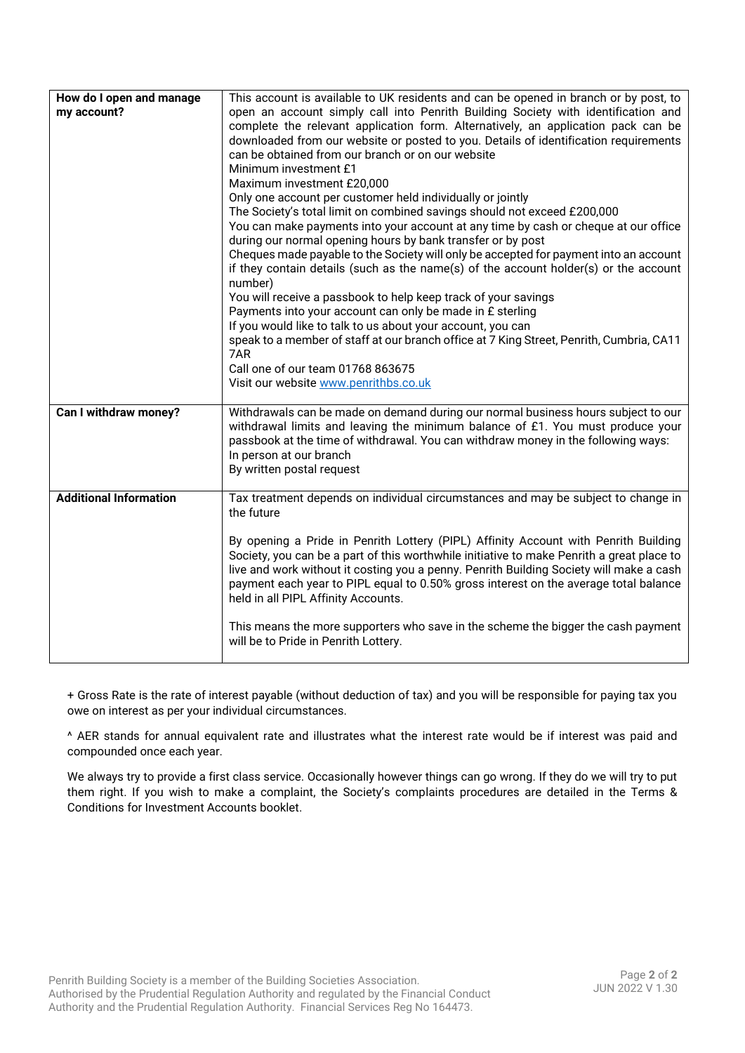| | |
|---|---|
| **How do I open and manage my account?** | This account is available to UK residents and can be opened in branch or by post, to open an account simply call into Penrith Building Society with identification and complete the relevant application form. Alternatively, an application pack can be downloaded from our website or posted to you. Details of identification requirements can be obtained from our branch or on our website<br>Minimum investment £1<br>Maximum investment £20,000<br>Only one account per customer held individually or jointly<br>The Society's total limit on combined savings should not exceed £200,000<br>You can make payments into your account at any time by cash or cheque at our office during our normal opening hours by bank transfer or by post<br>Cheques made payable to the Society will only be accepted for payment into an account if they contain details (such as the name(s) of the account holder(s) or the account number)<br>You will receive a passbook to help keep track of your savings<br>Payments into your account can only be made in £ sterling<br>If you would like to talk to us about your account, you can<br>speak to a member of staff at our branch office at 7 King Street, Penrith, Cumbria, CA11 7AR<br>Call one of our team 01768 863675<br>Visit our website [www.penrithbs.co.uk](http://www.penrithbs.co.uk) |
| **Can I withdraw money?** | Withdrawals can be made on demand during our normal business hours subject to our withdrawal limits and leaving the minimum balance of £1. You must produce your passbook at the time of withdrawal. You can withdraw money in the following ways:<br>In person at our branch<br>By written postal request |
| **Additional Information** | Tax treatment depends on individual circumstances and may be subject to change in the future<br><br>By opening a Pride in Penrith Lottery (PIPL) Affinity Account with Penrith Building Society, you can be a part of this worthwhile initiative to make Penrith a great place to live and work without it costing you a penny. Penrith Building Society will make a cash payment each year to PIPL equal to 0.50% gross interest on the average total balance held in all PIPL Affinity Accounts.<br><br>This means the more supporters who save in the scheme the bigger the cash payment will be to Pride in Penrith Lottery. |

+ Gross Rate is the rate of interest payable (without deduction of tax) and you will be responsible for paying tax you owe on interest as per your individual circumstances.

^ AER stands for annual equivalent rate and illustrates what the interest rate would be if interest was paid and compounded once each year.

We always try to provide a first class service. Occasionally however things can go wrong. If they do we will try to put them right. If you wish to make a complaint, the Society's complaints procedures are detailed in the Terms & Conditions for Investment Accounts booklet.

Penrith Building Society is a member of the Building Societies Association.
Authorised by the Prudential Regulation Authority and regulated by the Financial Conduct Authority and the Prudential Regulation Authority. Financial Services Reg No 164473.

JUN 2022 V 1.30